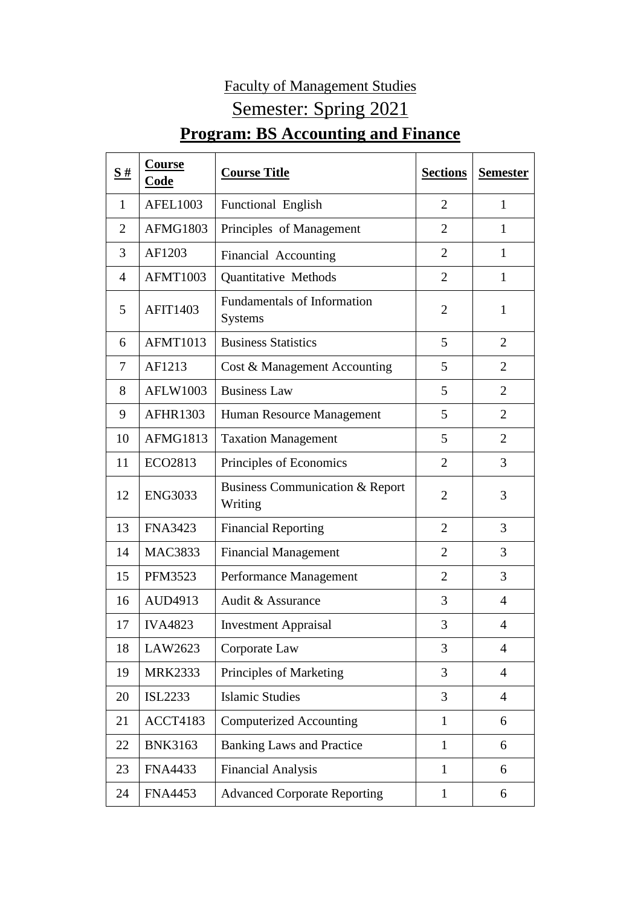Faculty of Management Studies

Semester: Spring 2021

# Program: BS Accounting and Finance

| S # | Course Code | Course Title | Sections | Semester |
|---|---|---|---|---|
| 1 | AFEL1003 | Functional English | 2 | 1 |
| 2 | AFMG1803 | Principles of Management | 2 | 1 |
| 3 | AF1203 | Financial Accounting | 2 | 1 |
| 4 | AFMT1003 | Quantitative Methods | 2 | 1 |
| 5 | AFIT1403 | Fundamentals of Information Systems | 2 | 1 |
| 6 | AFMT1013 | Business Statistics | 5 | 2 |
| 7 | AF1213 | Cost & Management Accounting | 5 | 2 |
| 8 | AFLW1003 | Business Law | 5 | 2 |
| 9 | AFHR1303 | Human Resource Management | 5 | 2 |
| 10 | AFMG1813 | Taxation Management | 5 | 2 |
| 11 | ECO2813 | Principles of Economics | 2 | 3 |
| 12 | ENG3033 | Business Communication & Report Writing | 2 | 3 |
| 13 | FNA3423 | Financial Reporting | 2 | 3 |
| 14 | MAC3833 | Financial Management | 2 | 3 |
| 15 | PFM3523 | Performance Management | 2 | 3 |
| 16 | AUD4913 | Audit & Assurance | 3 | 4 |
| 17 | IVA4823 | Investment Appraisal | 3 | 4 |
| 18 | LAW2623 | Corporate Law | 3 | 4 |
| 19 | MRK2333 | Principles of Marketing | 3 | 4 |
| 20 | ISL2233 | Islamic Studies | 3 | 4 |
| 21 | ACCT4183 | Computerized Accounting | 1 | 6 |
| 22 | BNK3163 | Banking Laws and Practice | 1 | 6 |
| 23 | FNA4433 | Financial Analysis | 1 | 6 |
| 24 | FNA4453 | Advanced Corporate Reporting | 1 | 6 |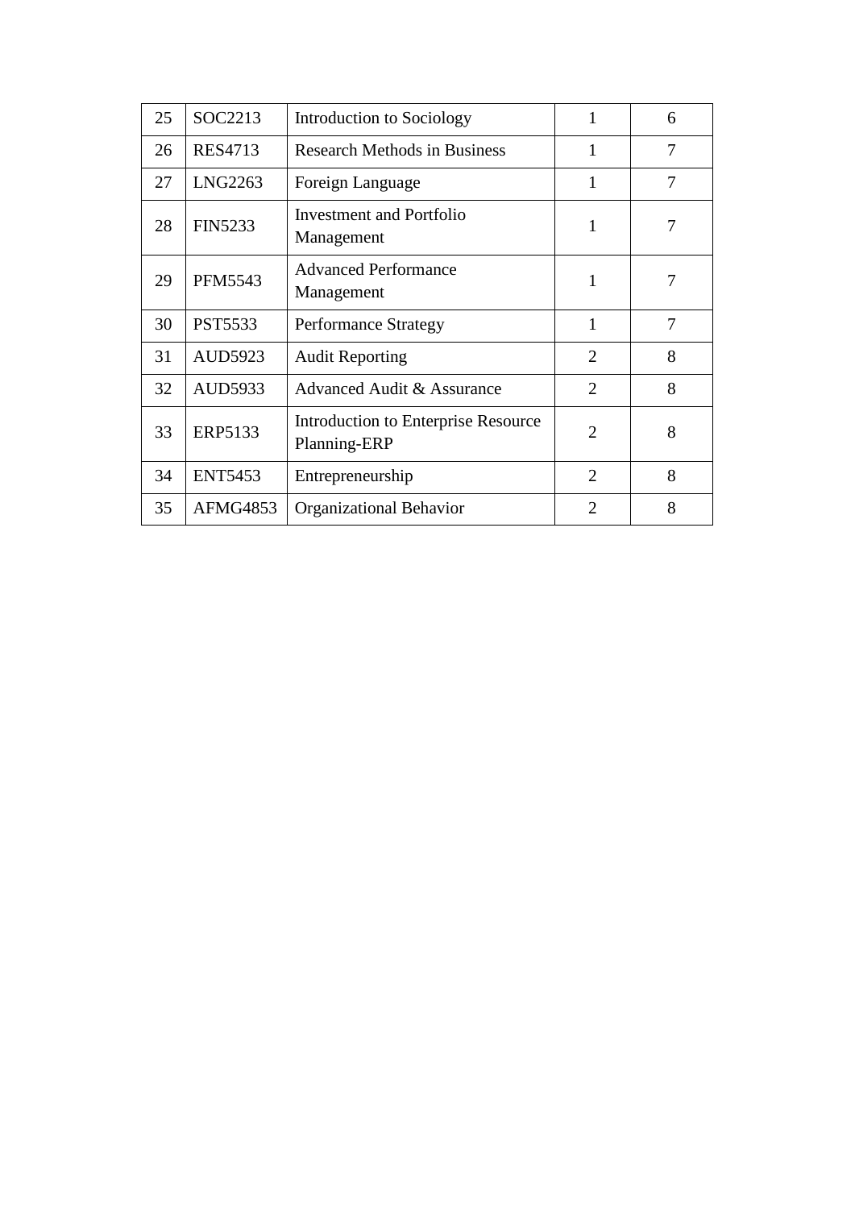| | | | | |
|---|---|---|---|---|
| 25 | SOC2213 | Introduction to Sociology | 1 | 6 |
| 26 | RES4713 | Research Methods in Business | 1 | 7 |
| 27 | LNG2263 | Foreign Language | 1 | 7 |
| 28 | FIN5233 | Investment and Portfolio Management | 1 | 7 |
| 29 | PFM5543 | Advanced Performance Management | 1 | 7 |
| 30 | PST5533 | Performance Strategy | 1 | 7 |
| 31 | AUD5923 | Audit Reporting | 2 | 8 |
| 32 | AUD5933 | Advanced Audit & Assurance | 2 | 8 |
| 33 | ERP5133 | Introduction to Enterprise Resource Planning-ERP | 2 | 8 |
| 34 | ENT5453 | Entrepreneurship | 2 | 8 |
| 35 | AFMG4853 | Organizational Behavior | 2 | 8 |